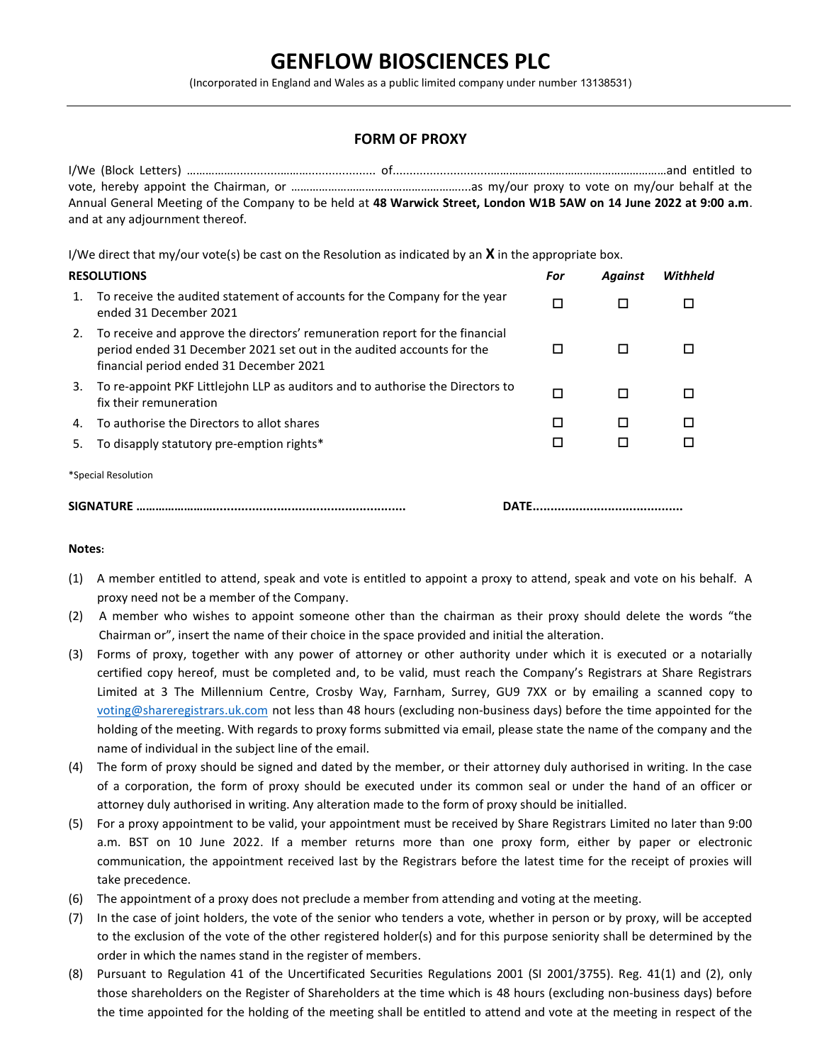# GENFLOW BIOSCIENCES PLC

(Incorporated in England and Wales as a public limited company under number 13138531)

## FORM OF PROXY

I/We (Block Letters) ……………......................................... of.......................................………………………………………………and entitled to vote, hereby appoint the Chairman, or ………………………………………………....as my/our proxy to vote on my/our behalf at the Annual General Meeting of the Company to be held at **48 Warwick Street, London W1B 5AW on 14 June 2022 at 9:00 a.m**. and at any adjournment thereof.

I/We direct that my/our vote(s) be cast on the Resolution as indicated by an **X** in the appropriate box.

| **RESOLUTIONS** | ***For*** | ***Against*** | ***Withheld*** |
|---|---|---|---|
| 1. To receive the audited statement of accounts for the Company for the year ended 31 December 2021 | ☐ | ☐ | ☐ |
| 2. To receive and approve the directors' remuneration report for the financial period ended 31 December 2021 set out in the audited accounts for the financial period ended 31 December 2021 | ☐ | ☐ | ☐ |
| 3. To re-appoint PKF Littlejohn LLP as auditors and to authorise the Directors to fix their remuneration | ☐ | ☐ | ☐ |
| 4. To authorise the Directors to allot shares | ☐ | ☐ | ☐ |
| 5. To disapply statutory pre-emption rights* | ☐ | ☐ | ☐ |

*Special Resolution

**SIGNATURE ……………………...................................................................** **DATE.........................................**

**Notes:**

(1) A member entitled to attend, speak and vote is entitled to appoint a proxy to attend, speak and vote on his behalf. A proxy need not be a member of the Company.

(2) A member who wishes to appoint someone other than the chairman as their proxy should delete the words "the Chairman or", insert the name of their choice in the space provided and initial the alteration.

(3) Forms of proxy, together with any power of attorney or other authority under which it is executed or a notarially certified copy hereof, must be completed and, to be valid, must reach the Company's Registrars at Share Registrars Limited at 3 The Millennium Centre, Crosby Way, Farnham, Surrey, GU9 7XX or by emailing a scanned copy to voting@shareregistrars.uk.com not less than 48 hours (excluding non-business days) before the time appointed for the holding of the meeting. With regards to proxy forms submitted via email, please state the name of the company and the name of individual in the subject line of the email.

(4) The form of proxy should be signed and dated by the member, or their attorney duly authorised in writing. In the case of a corporation, the form of proxy should be executed under its common seal or under the hand of an officer or attorney duly authorised in writing. Any alteration made to the form of proxy should be initialled.

(5) For a proxy appointment to be valid, your appointment must be received by Share Registrars Limited no later than 9:00 a.m. BST on 10 June 2022. If a member returns more than one proxy form, either by paper or electronic communication, the appointment received last by the Registrars before the latest time for the receipt of proxies will take precedence.

(6) The appointment of a proxy does not preclude a member from attending and voting at the meeting.

(7) In the case of joint holders, the vote of the senior who tenders a vote, whether in person or by proxy, will be accepted to the exclusion of the vote of the other registered holder(s) and for this purpose seniority shall be determined by the order in which the names stand in the register of members.

(8) Pursuant to Regulation 41 of the Uncertificated Securities Regulations 2001 (SI 2001/3755). Reg. 41(1) and (2), only those shareholders on the Register of Shareholders at the time which is 48 hours (excluding non-business days) before the time appointed for the holding of the meeting shall be entitled to attend and vote at the meeting in respect of the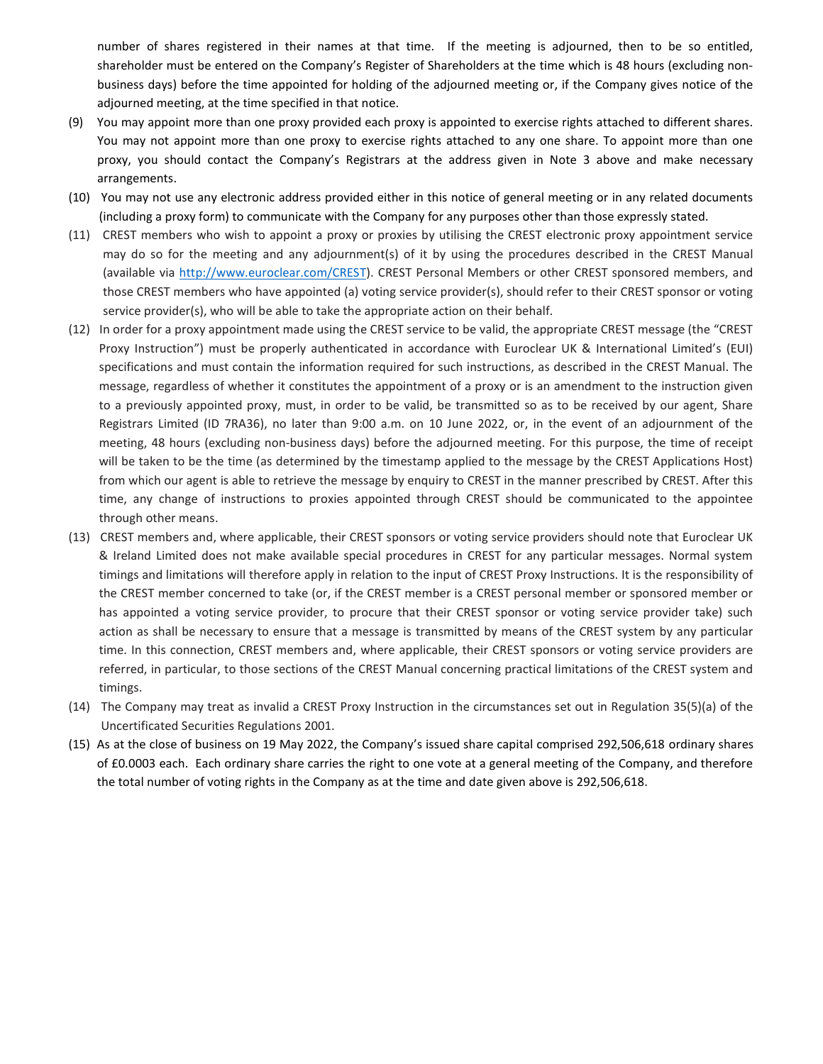number of shares registered in their names at that time. If the meeting is adjourned, then to be so entitled, shareholder must be entered on the Company's Register of Shareholders at the time which is 48 hours (excluding non-business days) before the time appointed for holding of the adjourned meeting or, if the Company gives notice of the adjourned meeting, at the time specified in that notice.

(9) You may appoint more than one proxy provided each proxy is appointed to exercise rights attached to different shares. You may not appoint more than one proxy to exercise rights attached to any one share. To appoint more than one proxy, you should contact the Company's Registrars at the address given in Note 3 above and make necessary arrangements.

(10) You may not use any electronic address provided either in this notice of general meeting or in any related documents (including a proxy form) to communicate with the Company for any purposes other than those expressly stated.

(11) CREST members who wish to appoint a proxy or proxies by utilising the CREST electronic proxy appointment service may do so for the meeting and any adjournment(s) of it by using the procedures described in the CREST Manual (available via http://www.euroclear.com/CREST). CREST Personal Members or other CREST sponsored members, and those CREST members who have appointed (a) voting service provider(s), should refer to their CREST sponsor or voting service provider(s), who will be able to take the appropriate action on their behalf.

(12) In order for a proxy appointment made using the CREST service to be valid, the appropriate CREST message (the "CREST Proxy Instruction") must be properly authenticated in accordance with Euroclear UK & International Limited's (EUI) specifications and must contain the information required for such instructions, as described in the CREST Manual. The message, regardless of whether it constitutes the appointment of a proxy or is an amendment to the instruction given to a previously appointed proxy, must, in order to be valid, be transmitted so as to be received by our agent, Share Registrars Limited (ID 7RA36), no later than 9:00 a.m. on 10 June 2022, or, in the event of an adjournment of the meeting, 48 hours (excluding non-business days) before the adjourned meeting. For this purpose, the time of receipt will be taken to be the time (as determined by the timestamp applied to the message by the CREST Applications Host) from which our agent is able to retrieve the message by enquiry to CREST in the manner prescribed by CREST. After this time, any change of instructions to proxies appointed through CREST should be communicated to the appointee through other means.

(13) CREST members and, where applicable, their CREST sponsors or voting service providers should note that Euroclear UK & Ireland Limited does not make available special procedures in CREST for any particular messages. Normal system timings and limitations will therefore apply in relation to the input of CREST Proxy Instructions. It is the responsibility of the CREST member concerned to take (or, if the CREST member is a CREST personal member or sponsored member or has appointed a voting service provider, to procure that their CREST sponsor or voting service provider take) such action as shall be necessary to ensure that a message is transmitted by means of the CREST system by any particular time. In this connection, CREST members and, where applicable, their CREST sponsors or voting service providers are referred, in particular, to those sections of the CREST Manual concerning practical limitations of the CREST system and timings.

(14) The Company may treat as invalid a CREST Proxy Instruction in the circumstances set out in Regulation 35(5)(a) of the Uncertificated Securities Regulations 2001.

(15) As at the close of business on 19 May 2022, the Company's issued share capital comprised 292,506,618 ordinary shares of £0.0003 each. Each ordinary share carries the right to one vote at a general meeting of the Company, and therefore the total number of voting rights in the Company as at the time and date given above is 292,506,618.